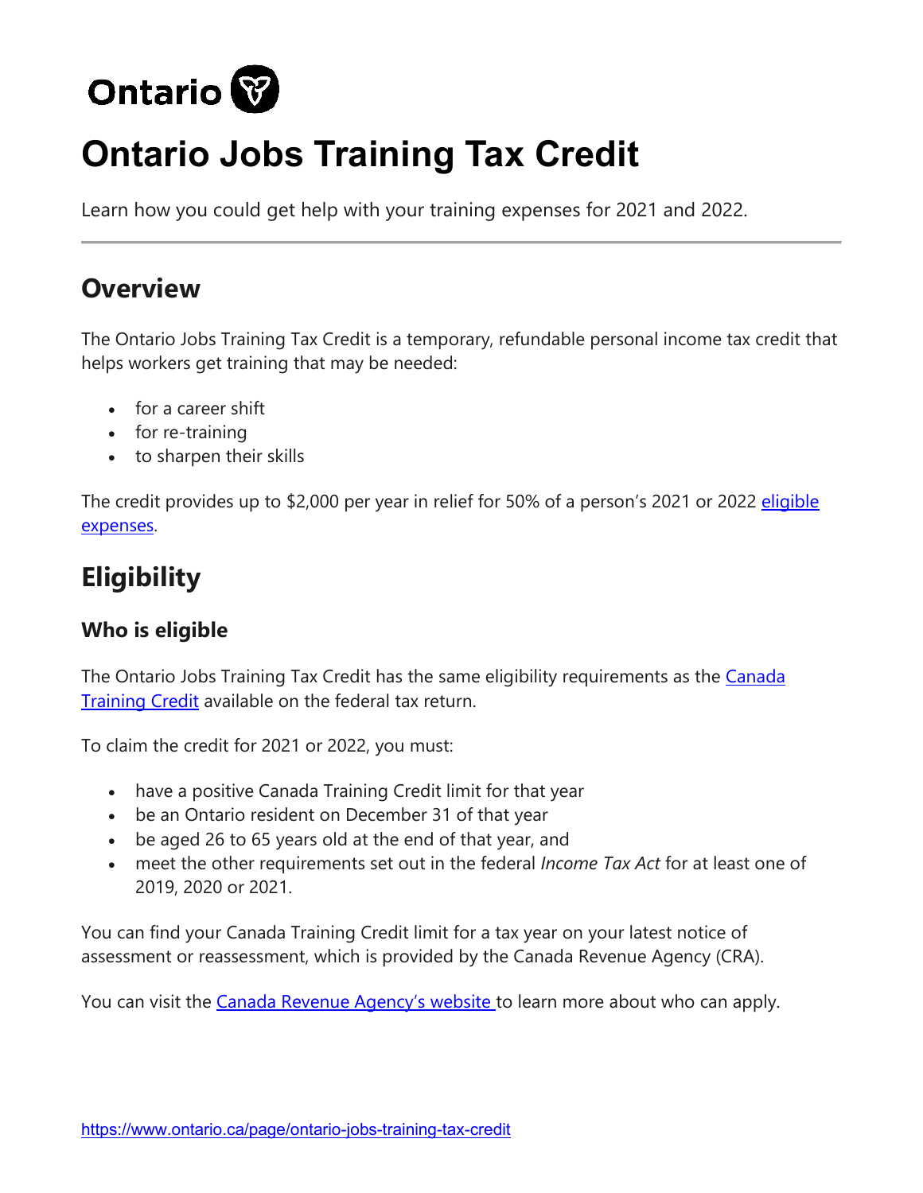Ontario

# Ontario Jobs Training Tax Credit

Learn how you could get help with your training expenses for 2021 and 2022.

---

## Overview

The Ontario Jobs Training Tax Credit is a temporary, refundable personal income tax credit that helps workers get training that may be needed:

- for a career shift
- for re-training
- to sharpen their skills

The credit provides up to $2,000 per year in relief for 50% of a person's 2021 or 2022 eligible expenses.

## Eligibility

### Who is eligible

The Ontario Jobs Training Tax Credit has the same eligibility requirements as the Canada Training Credit available on the federal tax return.

To claim the credit for 2021 or 2022, you must:

- have a positive Canada Training Credit limit for that year
- be an Ontario resident on December 31 of that year
- be aged 26 to 65 years old at the end of that year, and
- meet the other requirements set out in the federal *Income Tax Act* for at least one of 2019, 2020 or 2021.

You can find your Canada Training Credit limit for a tax year on your latest notice of assessment or reassessment, which is provided by the Canada Revenue Agency (CRA).

You can visit the Canada Revenue Agency's website to learn more about who can apply.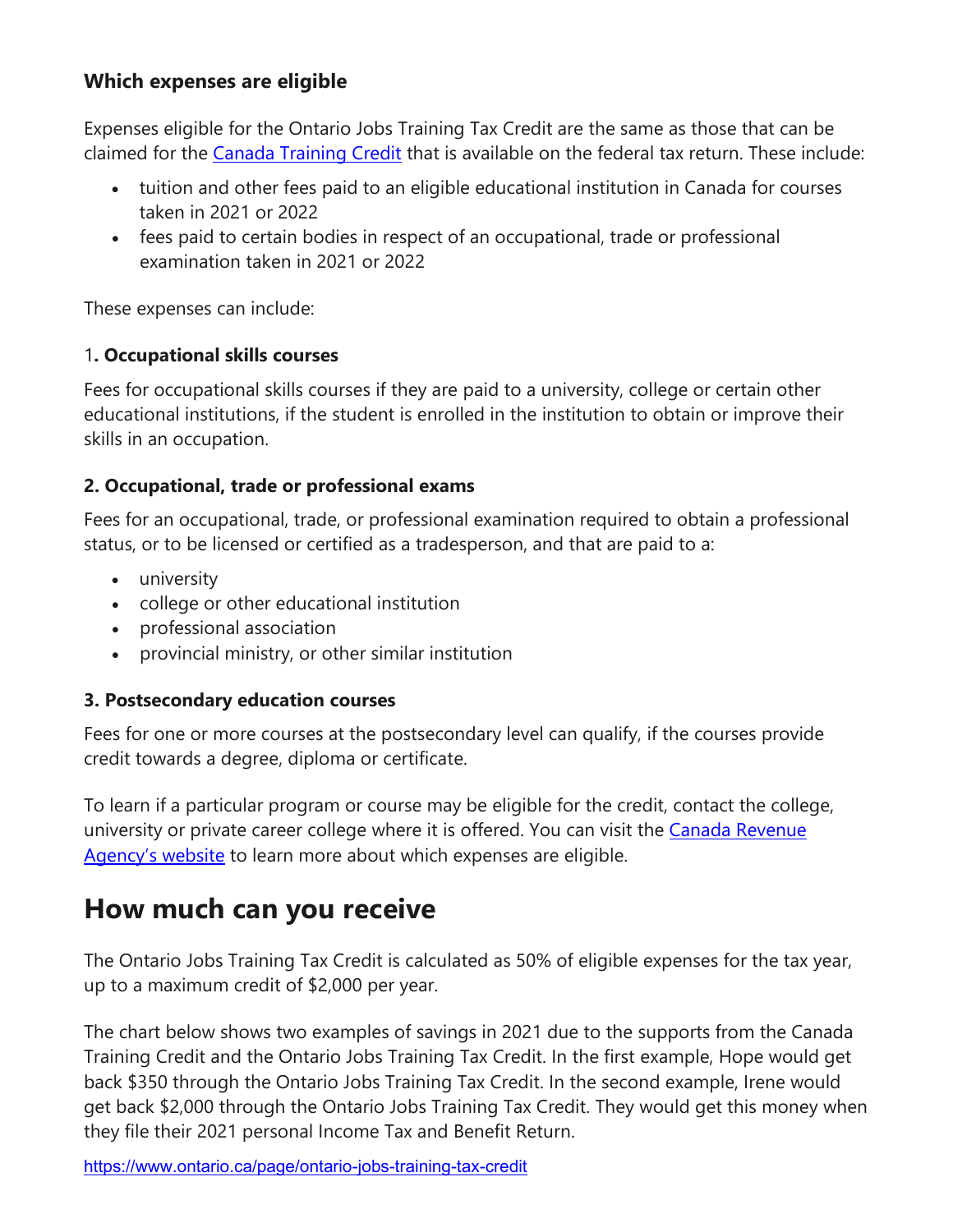### Which expenses are eligible

Expenses eligible for the Ontario Jobs Training Tax Credit are the same as those that can be claimed for the [Canada Training Credit](https://www.ontario.ca/page/ontario-jobs-training-tax-credit) that is available on the federal tax return. These include:

- tuition and other fees paid to an eligible educational institution in Canada for courses taken in 2021 or 2022
- fees paid to certain bodies in respect of an occupational, trade or professional examination taken in 2021 or 2022

These expenses can include:

#### 1. Occupational skills courses

Fees for occupational skills courses if they are paid to a university, college or certain other educational institutions, if the student is enrolled in the institution to obtain or improve their skills in an occupation.

#### 2. Occupational, trade or professional exams

Fees for an occupational, trade, or professional examination required to obtain a professional status, or to be licensed or certified as a tradesperson, and that are paid to a:

- university
- college or other educational institution
- professional association
- provincial ministry, or other similar institution

#### 3. Postsecondary education courses

Fees for one or more courses at the postsecondary level can qualify, if the courses provide credit towards a degree, diploma or certificate.

To learn if a particular program or course may be eligible for the credit, contact the college, university or private career college where it is offered. You can visit the Canada Revenue Agency's website to learn more about which expenses are eligible.

## How much can you receive

The Ontario Jobs Training Tax Credit is calculated as 50% of eligible expenses for the tax year, up to a maximum credit of $2,000 per year.

The chart below shows two examples of savings in 2021 due to the supports from the Canada Training Credit and the Ontario Jobs Training Tax Credit. In the first example, Hope would get back $350 through the Ontario Jobs Training Tax Credit. In the second example, Irene would get back $2,000 through the Ontario Jobs Training Tax Credit. They would get this money when they file their 2021 personal Income Tax and Benefit Return.

https://www.ontario.ca/page/ontario-jobs-training-tax-credit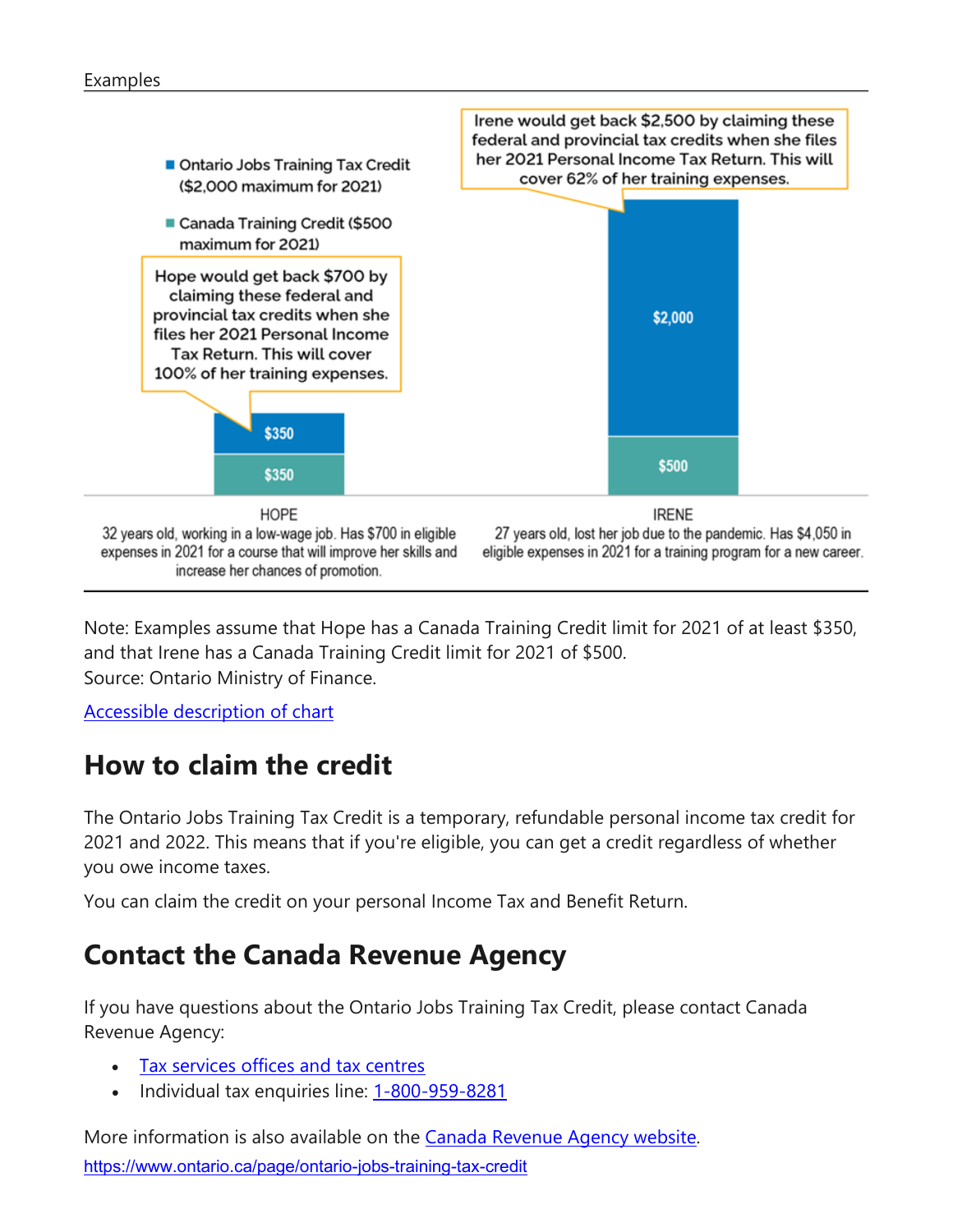Examples

Ontario Jobs Training Tax Credit ($2,000 maximum for 2021)

Canada Training Credit ($500 maximum for 2021)

Hope would get back $700 by claiming these federal and provincial tax credits when she files her 2021 Personal Income Tax Return. This will cover 100% of her training expenses.

Irene would get back $2,500 by claiming these federal and provincial tax credits when she files her 2021 Personal Income Tax Return. This will cover 62% of her training expenses.

| | Hope | Irene |
| --- | --- | --- |
| Ontario Jobs Training Tax Credit | $350 | $2,000 |
| Canada Training Credit | $350 | $500 |

HOPE
32 years old, working in a low-wage job. Has $700 in eligible expenses in 2021 for a course that will improve her skills and increase her chances of promotion.

IRENE
27 years old, lost her job due to the pandemic. Has $4,050 in eligible expenses in 2021 for a training program for a new career.

Note: Examples assume that Hope has a Canada Training Credit limit for 2021 of at least $350, and that Irene has a Canada Training Credit limit for 2021 of $500.
Source: Ontario Ministry of Finance.

[Accessible description of chart](https://www.ontario.ca/page/ontario-jobs-training-tax-credit)

## How to claim the credit

The Ontario Jobs Training Tax Credit is a temporary, refundable personal income tax credit for 2021 and 2022. This means that if you're eligible, you can get a credit regardless of whether you owe income taxes.

You can claim the credit on your personal Income Tax and Benefit Return.

## Contact the Canada Revenue Agency

If you have questions about the Ontario Jobs Training Tax Credit, please contact Canada Revenue Agency:

- Tax services offices and tax centres
- Individual tax enquiries line: 1-800-959-8281

More information is also available on the Canada Revenue Agency website.

https://www.ontario.ca/page/ontario-jobs-training-tax-credit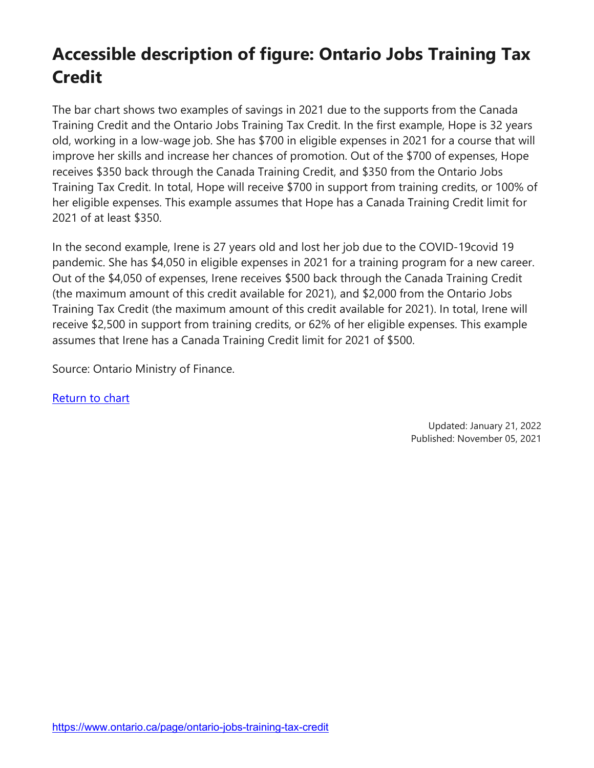# Accessible description of figure: Ontario Jobs Training Tax Credit

The bar chart shows two examples of savings in 2021 due to the supports from the Canada Training Credit and the Ontario Jobs Training Tax Credit. In the first example, Hope is 32 years old, working in a low-wage job. She has $700 in eligible expenses in 2021 for a course that will improve her skills and increase her chances of promotion. Out of the $700 of expenses, Hope receives $350 back through the Canada Training Credit, and $350 from the Ontario Jobs Training Tax Credit. In total, Hope will receive $700 in support from training credits, or 100% of her eligible expenses. This example assumes that Hope has a Canada Training Credit limit for 2021 of at least $350.

In the second example, Irene is 27 years old and lost her job due to the COVID-19covid 19 pandemic. She has $4,050 in eligible expenses in 2021 for a training program for a new career. Out of the $4,050 of expenses, Irene receives $500 back through the Canada Training Credit (the maximum amount of this credit available for 2021), and $2,000 from the Ontario Jobs Training Tax Credit (the maximum amount of this credit available for 2021). In total, Irene will receive $2,500 in support from training credits, or 62% of her eligible expenses. This example assumes that Irene has a Canada Training Credit limit for 2021 of $500.

Source: Ontario Ministry of Finance.

[Return to chart]

Updated: January 21, 2022
Published: November 05, 2021